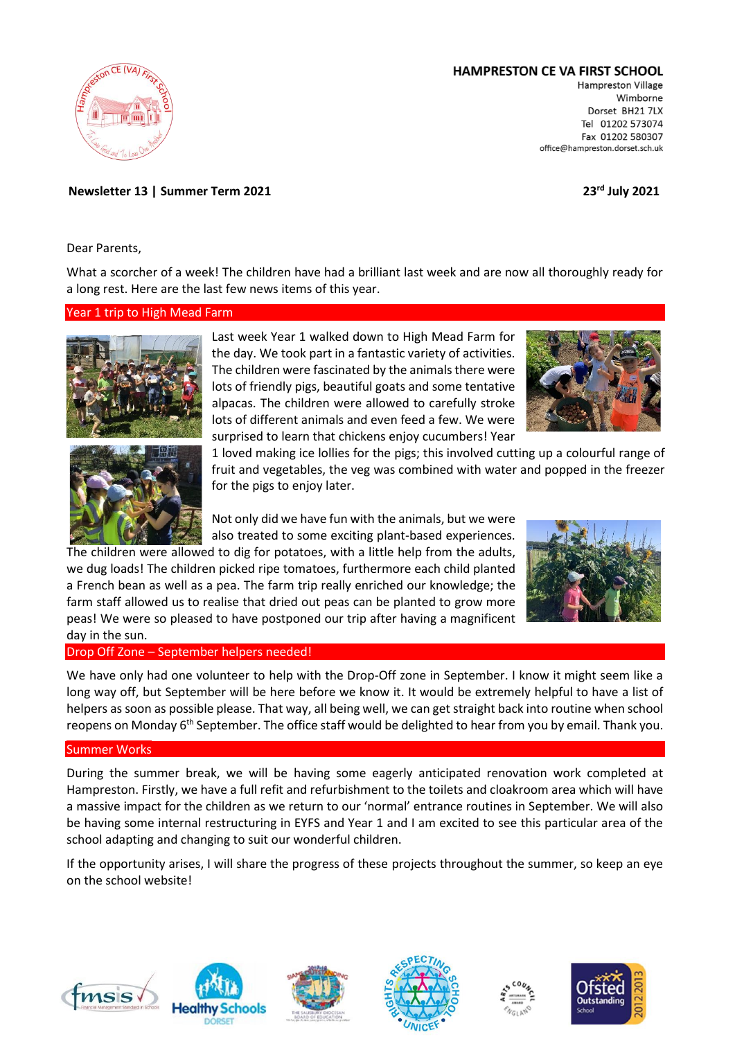**HAMPRESTON CE VA FIRST SCHOOL**
Hampreston Village
Wimborne
Dorset BH21 7LX
Tel 01202 573074
Fax 01202 580307
office@hampreston.dorset.sch.uk

**Newsletter 13 | Summer Term 2021** **23rd July 2021**

Dear Parents,

What a scorcher of a week! The children have had a brilliant last week and are now all thoroughly ready for a long rest. Here are the last few news items of this year.

## Year 1 trip to High Mead Farm

Last week Year 1 walked down to High Mead Farm for the day. We took part in a fantastic variety of activities. The children were fascinated by the animals there were lots of friendly pigs, beautiful goats and some tentative alpacas. The children were allowed to carefully stroke lots of different animals and even feed a few. We were surprised to learn that chickens enjoy cucumbers! Year 1 loved making ice lollies for the pigs; this involved cutting up a colourful range of fruit and vegetables, the veg was combined with water and popped in the freezer for the pigs to enjoy later.

Not only did we have fun with the animals, but we were also treated to some exciting plant-based experiences. The children were allowed to dig for potatoes, with a little help from the adults, we dug loads! The children picked ripe tomatoes, furthermore each child planted a French bean as well as a pea. The farm trip really enriched our knowledge; the farm staff allowed us to realise that dried out peas can be planted to grow more peas! We were so pleased to have postponed our trip after having a magnificent day in the sun.

## Drop Off Zone – September helpers needed!

We have only had one volunteer to help with the Drop-Off zone in September. I know it might seem like a long way off, but September will be here before we know it. It would be extremely helpful to have a list of helpers as soon as possible please. That way, all being well, we can get straight back into routine when school reopens on Monday 6th September. The office staff would be delighted to hear from you by email. Thank you.

## Summer Works

During the summer break, we will be having some eagerly anticipated renovation work completed at Hampreston. Firstly, we have a full refit and refurbishment to the toilets and cloakroom area which will have a massive impact for the children as we return to our 'normal' entrance routines in September. We will also be having some internal restructuring in EYFS and Year 1 and I am excited to see this particular area of the school adapting and changing to suit our wonderful children.

If the opportunity arises, I will share the progress of these projects throughout the summer, so keep an eye on the school website!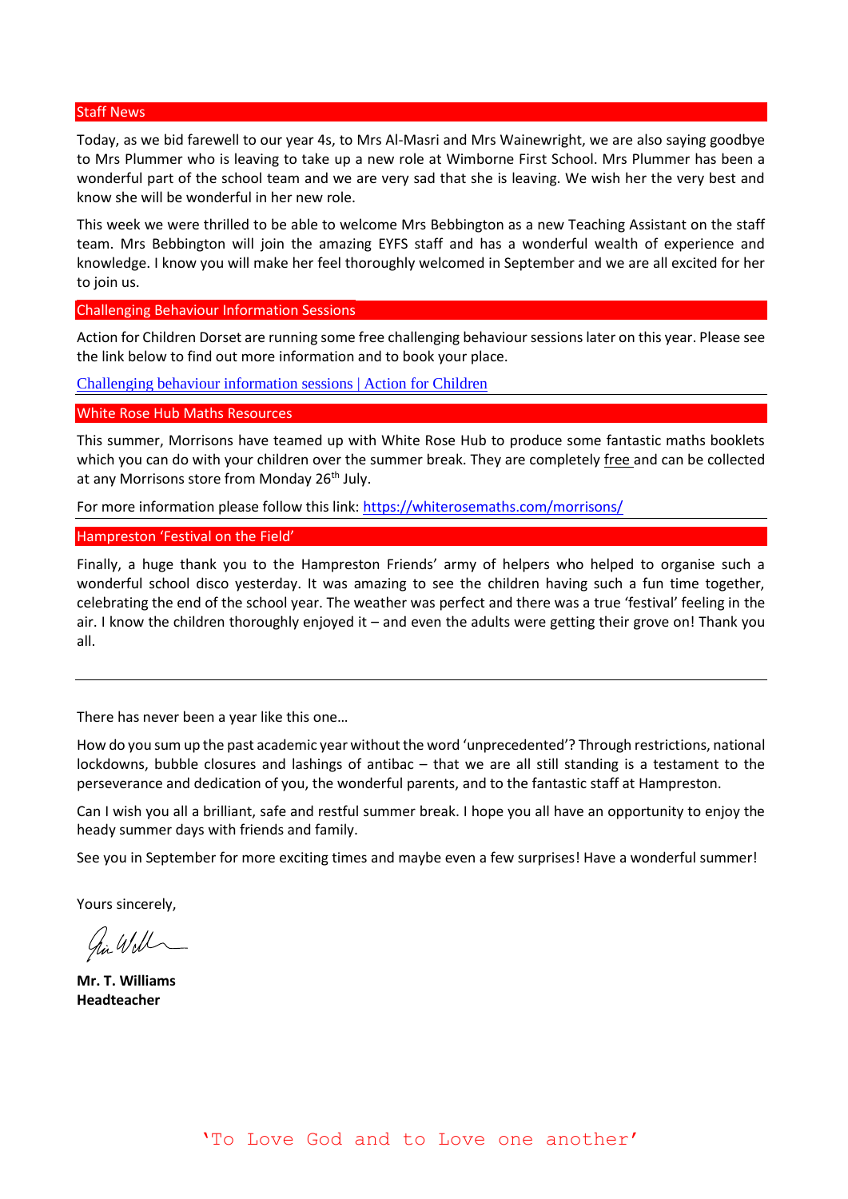## Staff News

Today, as we bid farewell to our year 4s, to Mrs Al-Masri and Mrs Wainewright, we are also saying goodbye to Mrs Plummer who is leaving to take up a new role at Wimborne First School. Mrs Plummer has been a wonderful part of the school team and we are very sad that she is leaving. We wish her the very best and know she will be wonderful in her new role.

This week we were thrilled to be able to welcome Mrs Bebbington as a new Teaching Assistant on the staff team. Mrs Bebbington will join the amazing EYFS staff and has a wonderful wealth of experience and knowledge. I know you will make her feel thoroughly welcomed in September and we are all excited for her to join us.

## Challenging Behaviour Information Sessions

Action for Children Dorset are running some free challenging behaviour sessions later on this year. Please see the link below to find out more information and to book your place.

[Challenging behaviour information sessions | Action for Children]

## White Rose Hub Maths Resources

This summer, Morrisons have teamed up with White Rose Hub to produce some fantastic maths booklets which you can do with your children over the summer break. They are completely free and can be collected at any Morrisons store from Monday 26th July.

For more information please follow this link: https://whiterosemaths.com/morrisons/

## Hampreston 'Festival on the Field'

Finally, a huge thank you to the Hampreston Friends' army of helpers who helped to organise such a wonderful school disco yesterday. It was amazing to see the children having such a fun time together, celebrating the end of the school year. The weather was perfect and there was a true 'festival' feeling in the air. I know the children thoroughly enjoyed it – and even the adults were getting their grove on! Thank you all.

---

There has never been a year like this one…

How do you sum up the past academic year without the word 'unprecedented'? Through restrictions, national lockdowns, bubble closures and lashings of antibac – that we are all still standing is a testament to the perseverance and dedication of you, the wonderful parents, and to the fantastic staff at Hampreston.

Can I wish you all a brilliant, safe and restful summer break. I hope you all have an opportunity to enjoy the heady summer days with friends and family.

See you in September for more exciting times and maybe even a few surprises! Have a wonderful summer!

Yours sincerely,

**Mr. T. Williams**
**Headteacher**

'To Love God and to Love one another'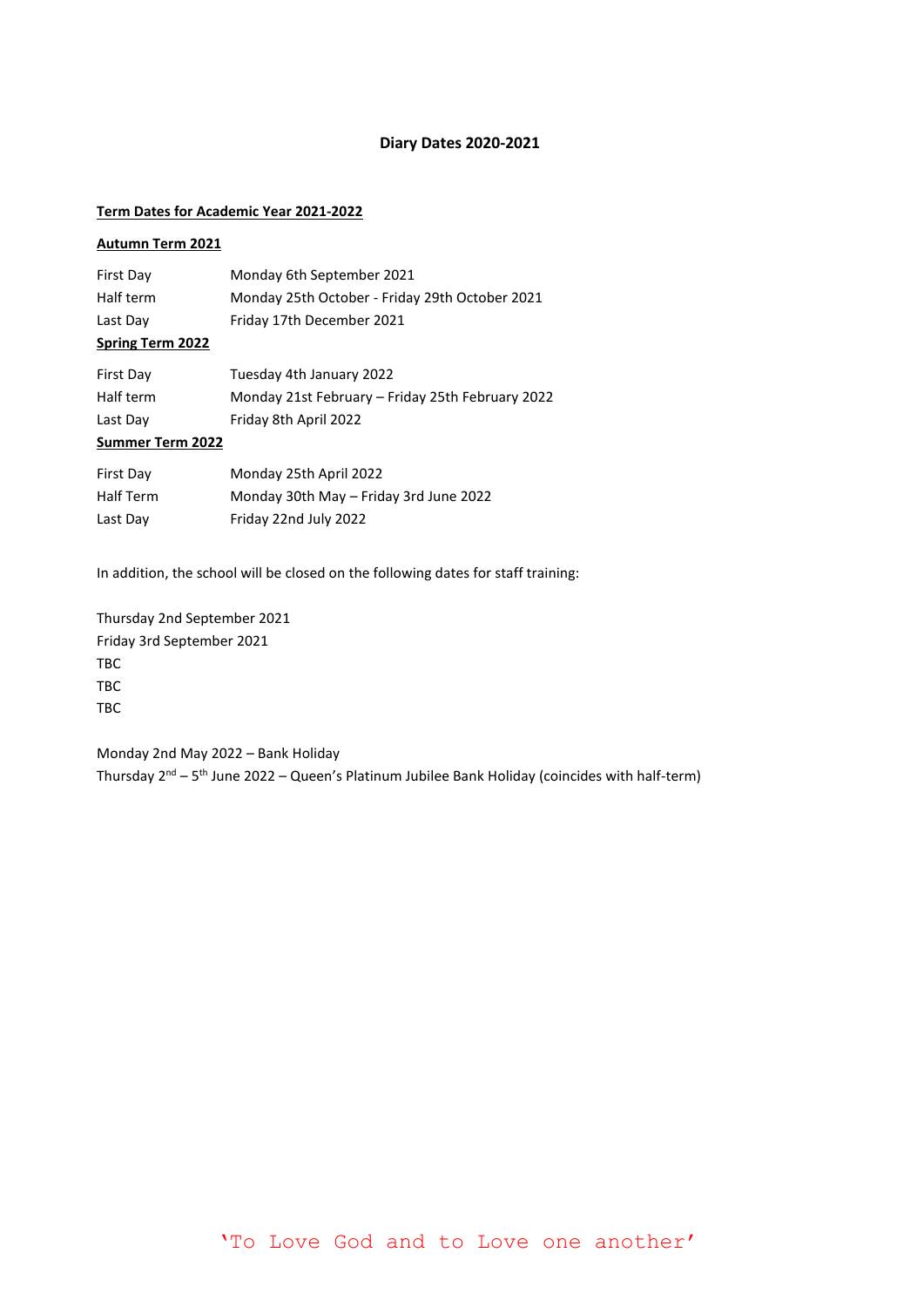## Diary Dates 2020-2021

**Term Dates for Academic Year 2021-2022**

**Autumn Term 2021**

| | |
|---|---|
| First Day | Monday 6th September 2021 |
| Half term | Monday 25th October - Friday 29th October 2021 |
| Last Day | Friday 17th December 2021 |

**Spring Term 2022**

| | |
|---|---|
| First Day | Tuesday 4th January 2022 |
| Half term | Monday 21st February – Friday 25th February 2022 |
| Last Day | Friday 8th April 2022 |

**Summer Term 2022**

| | |
|---|---|
| First Day | Monday 25th April 2022 |
| Half Term | Monday 30th May – Friday 3rd June 2022 |
| Last Day | Friday 22nd July 2022 |

In addition, the school will be closed on the following dates for staff training:

Thursday 2nd September 2021
Friday 3rd September 2021
TBC
TBC
TBC

Monday 2nd May 2022 – Bank Holiday
Thursday 2nd – 5th June 2022 – Queen's Platinum Jubilee Bank Holiday (coincides with half-term)

'To Love God and to Love one another'